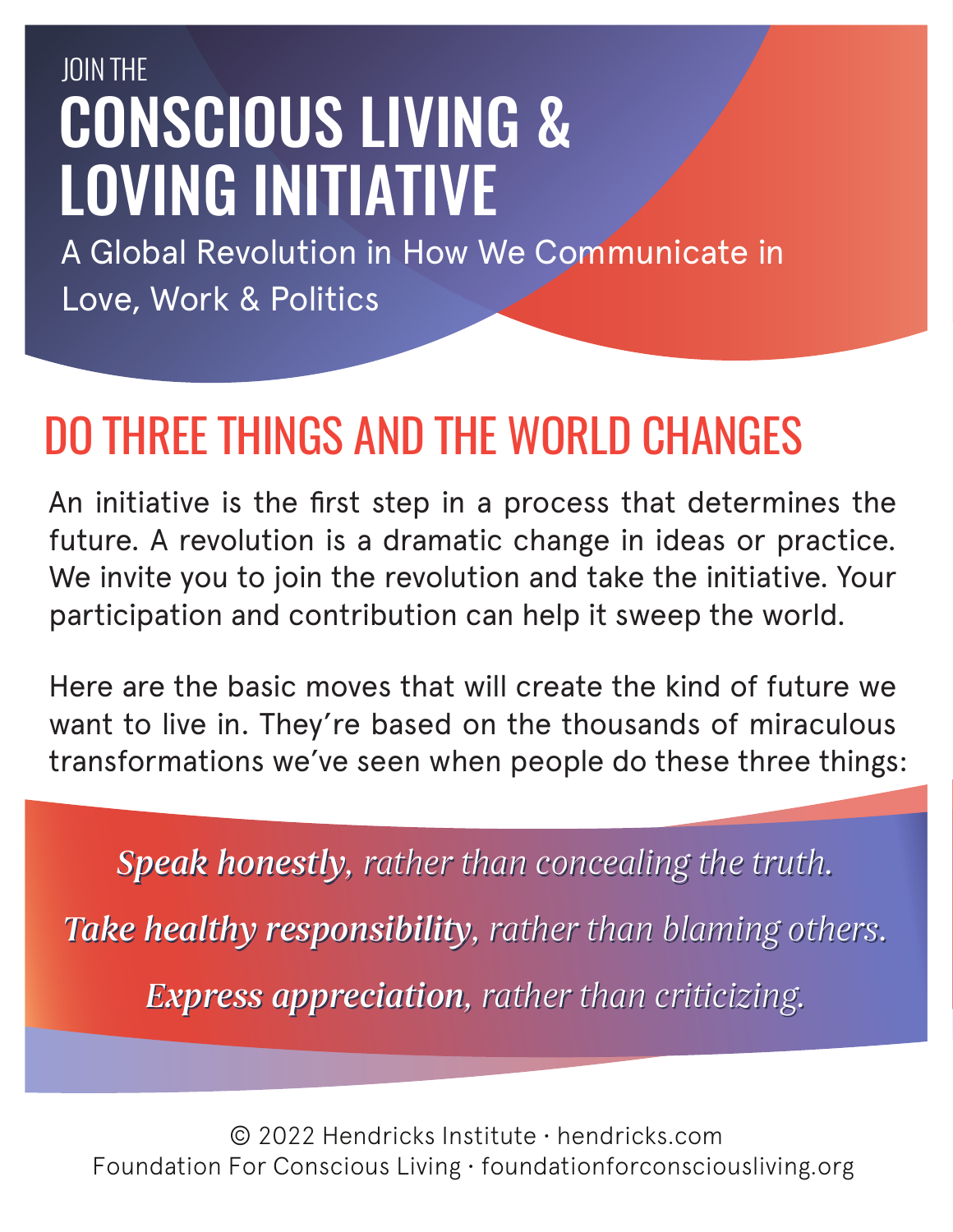JOIN THE

# CONSCIOUS LIVING & LOVING INITIATIVE

A Global Revolution in How We Communicate in Love, Work & Politics

## DO THREE THINGS AND THE WORLD CHANGES

An initiative is the first step in a process that determines the future. A revolution is a dramatic change in ideas or practice. We invite you to join the revolution and take the initiative. Your participation and contribution can help it sweep the world.

Here are the basic moves that will create the kind of future we want to live in. They're based on the thousands of miraculous transformations we've seen when people do these three things:

***Speak honestly**, rather than concealing the truth.*

***Take healthy responsibility**, rather than blaming others.*

***Express appreciation**, rather than criticizing.*

© 2022 Hendricks Institute · hendricks.com
Foundation For Conscious Living · foundationforconsciousliving.org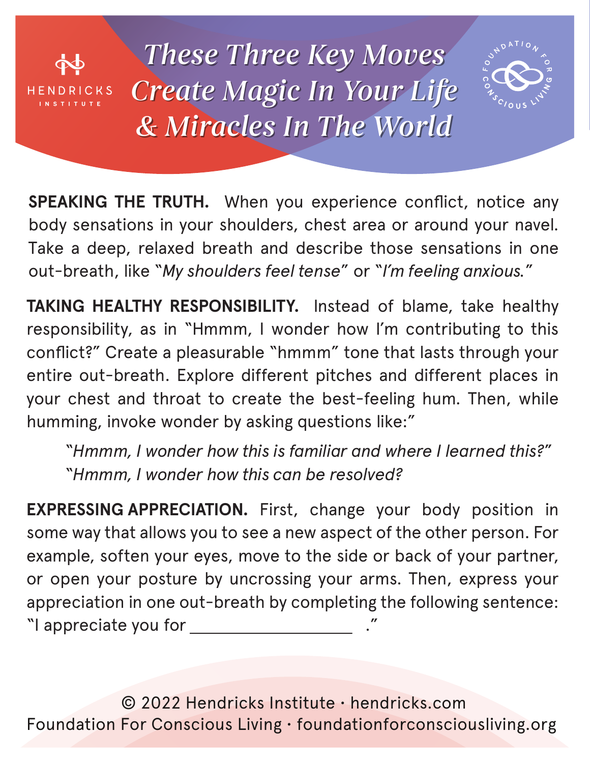HENDRICKS INSTITUTE

# *These Three Key Moves Create Magic In Your Life & Miracles In The World*

FOUNDATION FOR CONSCIOUS LIVING

**SPEAKING THE TRUTH.** When you experience conflict, notice any body sensations in your shoulders, chest area or around your navel. Take a deep, relaxed breath and describe those sensations in one out-breath, like *"My shoulders feel tense"* or *"I'm feeling anxious."*

**TAKING HEALTHY RESPONSIBILITY.** Instead of blame, take healthy responsibility, as in "Hmmm, I wonder how I'm contributing to this conflict?" Create a pleasurable "hmmm" tone that lasts through your entire out-breath. Explore different pitches and different places in your chest and throat to create the best-feeling hum. Then, while humming, invoke wonder by asking questions like:"

> *"Hmmm, I wonder how this is familiar and where I learned this?"*
> *"Hmmm, I wonder how this can be resolved?*

**EXPRESSING APPRECIATION.** First, change your body position in some way that allows you to see a new aspect of the other person. For example, soften your eyes, move to the side or back of your partner, or open your posture by uncrossing your arms. Then, express your appreciation in one out-breath by completing the following sentence: "I appreciate you for ____________________ ."

© 2022 Hendricks Institute · hendricks.com
Foundation For Conscious Living · foundationforconsciousliving.org